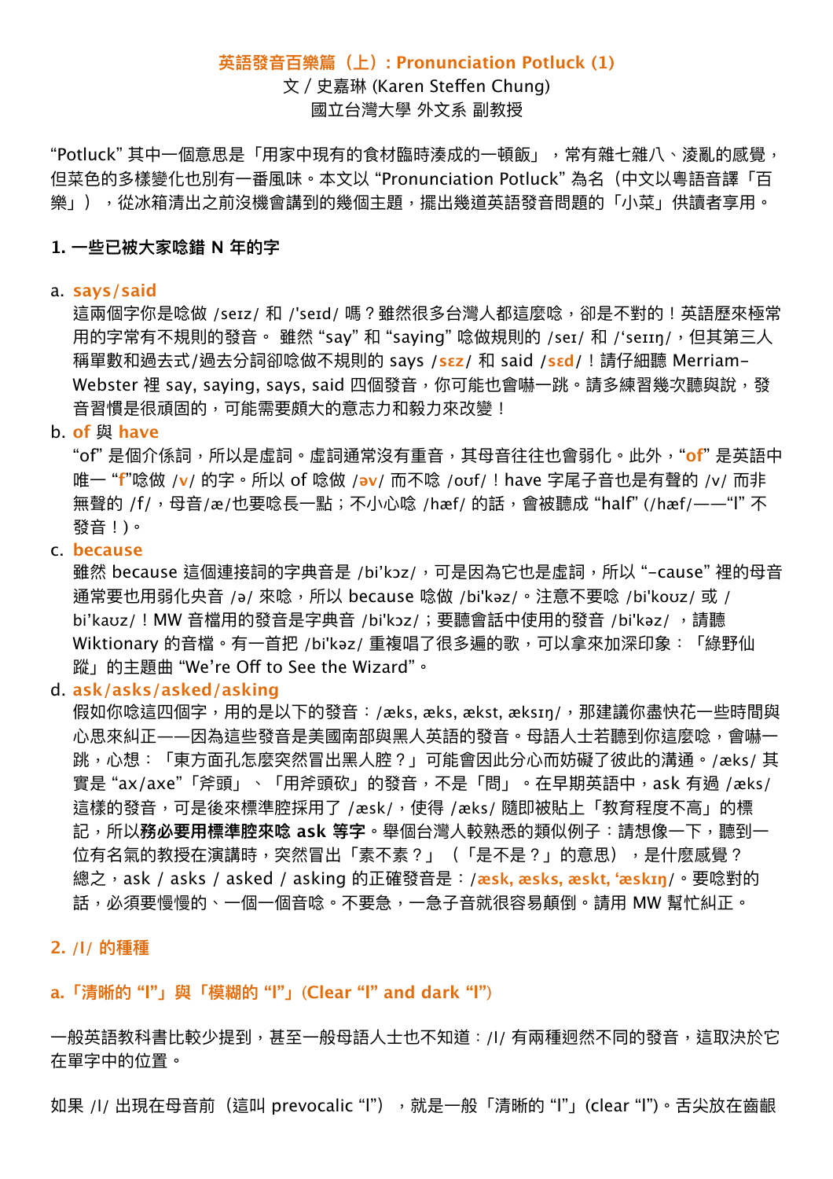# 英語發音百樂篇（上）: Pronunciation Potluck (1)

文 / 史嘉琳 (Karen Steffen Chung)

國立台灣大學 外文系 副教授

“Potluck” 其中一個意思是「用家中現有的食材臨時湊成的一頓飯」，常有雜七雜八、凌亂的感覺，但菜色的多樣變化也別有一番風味。本文以 “Pronunciation Potluck” 為名（中文以粵語音譯「百樂」），從冰箱清出之前沒機會講到的幾個主題，擺出幾道英語發音問題的「小菜」供讀者享用。

### 1. 一些已被大家唸錯 N 年的字

a. **says/said**

這兩個字你是唸做 /seɪz/ 和 /'seɪd/ 嗎？雖然很多台灣人都這麼唸，卻是不對的！英語歷來極常用的字常有不規則的發音。 雖然 “say” 和 “saying” 唸做規則的 /seɪ/ 和 /'seɪɪŋ/，但其第三人稱單數和過去式/過去分詞卻唸做不規則的 says /**sɛz**/ 和 said /**sɛd**/！請仔細聽 Merriam-Webster 裡 say, saying, says, said 四個發音，你可能也會嚇一跳。請多練習幾次聽與說，發音習慣是很頑固的，可能需要頗大的意志力和毅力來改變！

b. **of** 與 **have**

“of” 是個介係詞，所以是虛詞。虛詞通常沒有重音，其母音往往也會弱化。此外，“**of**” 是英語中唯一 “**f**”唸做 /**v**/ 的字。所以 of 唸做 /**əv**/ 而不唸 /oʊf/！have 字尾子音也是有聲的 /v/ 而非無聲的 /f/，母音/æ/也要唸長一點；不小心唸 /hæf/ 的話，會被聽成 “half” (/hæf/——“l” 不發音！)。

c. **because**

雖然 because 這個連接詞的字典音是 /bi'kɔz/，可是因為它也是虛詞，所以 “-cause” 裡的母音通常要也用弱化央音 /ə/ 來唸，所以 because 唸做 /bi'kəz/。注意不要唸 /bi'koʊz/ 或 /bi'kaʊz/！MW 音檔用的發音是字典音 /bi'kɔz/；要聽會話中使用的發音 /bi'kəz/ ，請聽 Wiktionary 的音檔。有一首把 /bi'kəz/ 重複唱了很多遍的歌，可以拿來加深印象：「綠野仙蹤」的主題曲 “We’re Off to See the Wizard”。

d. **ask/asks/asked/asking**

假如你唸這四個字，用的是以下的發音：/æks, æks, ækst, æksɪŋ/，那建議你盡快花一些時間與心思來糾正——因為這些發音是美國南部與黑人英語的發音。母語人士若聽到你這麼唸，會嚇一跳，心想：「東方面孔怎麼突然冒出黑人腔？」可能會因此分心而妨礙了彼此的溝通。/æks/ 其實是 “ax/axe”「斧頭」、「用斧頭砍」的發音，不是「問」。在早期英語中，ask 有過 /æks/ 這樣的發音，可是後來標準腔採用了 /æsk/，使得 /æks/ 隨即被貼上「教育程度不高」的標記，所以**務必要用標準腔來唸 ask 等字**。舉個台灣人較熟悉的類似例子：請想像一下，聽到一位有名氣的教授在演講時，突然冒出「素不素？」（「是不是？」的意思），是什麼感覺？總之，ask / asks / asked / asking 的正確發音是：/**æsk, æsks, æskt, ‘æskɪŋ**/。要唸對的話，必須要慢慢的、一個一個音唸。不要急，一急子音就很容易顛倒。請用 MW 幫忙糾正。

### 2. /l/ 的種種

#### a.「清晰的 “l”」與「模糊的 “l”」(Clear “l” and dark “l”)

一般英語教科書比較少提到，甚至一般母語人士也不知道：/l/ 有兩種迥然不同的發音，這取決於它在單字中的位置。

如果 /l/ 出現在母音前（這叫 prevocalic “l”），就是一般「清晰的 “l”」(clear “l”)。舌尖放在齒齦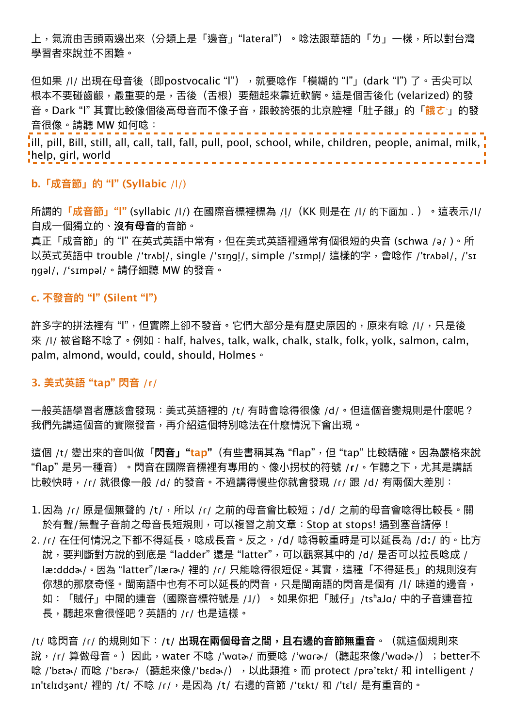上，氣流由舌頭兩邊出來（分類上是「邊音」“lateral”）。唸法跟華語的「ㄌ」一樣，所以對台灣學習者來說並不困難。

但如果 /l/ 出現在母音後（即postvocalic “l”），就要唸作「模糊的 “l”」(dark “l”) 了。舌尖可以根本不要碰齒齦，最重要的是，舌後（舌根）要翹起來靠近軟齶。這是個舌後化 (velarized) 的發音。Dark “l” 其實比較像個後高母音而不像子音，跟較誇張的北京腔裡「肚子餓」的「餓ㄜˋ」的發音很像。請聽 MW 如何唸：

ill, pill, Bill, still, all, call, tall, fall, pull, pool, school, while, children, people, animal, milk, help, girl, world

## b.「成音節」的 “l” (Syllabic /l/)

所謂的「成音節」“l” (syllabic /l/) 在國際音標裡標為 /l̩/（KK 則是在 /l/ 的下面加 . ）。這表示/l/ 自成一個獨立的、**沒有母音**的音節。
真正「成音節」的 “l” 在英式英語中常有，但在美式英語裡通常有個很短的央音 (schwa /ə/ )。所以英式英語中 trouble /ˈtrʌbl̩/, single /ˈsɪŋgl̩/, simple /ˈsɪmpl̩/ 這樣的字，會唸作 /ˈtrʌbəl/, /ˈsɪŋgəl/, /ˈsɪmpəl/。請仔細聽 MW 的發音。

## c. 不發音的 “l” (Silent “l”)

許多字的拼法裡有 “l”，但實際上卻不發音。它們大部分是有歷史原因的，原來有唸 /l/，只是後來 /l/ 被省略不唸了。例如：half, halves, talk, walk, chalk, stalk, folk, yolk, salmon, calm, palm, almond, would, could, should, Holmes。

## 3. 美式英語 “tap” 閃音 /ɾ/

一般英語學習者應該會發現：美式英語裡的 /t/ 有時會唸得很像 /d/。但這個音變規則是什麼呢？我們先講這個音的實際發音，再介紹這個特別唸法在什麼情況下會出現。

這個 /t/ 變出來的音叫做**「閃音」“tap”**（有些書稱其為 “flap”，但 “tap” 比較精確。因為嚴格來說 “flap” 是另一種音）。閃音在國際音標裡有專用的、像小拐杖的符號 /ɾ/。乍聽之下，尤其是講話比較快時，/ɾ/ 就很像一般 /d/ 的發音。不過講得慢些你就會發現 /ɾ/ 跟 /d/ 有兩個大差別：

1. 因為 /ɾ/ 原是個無聲的 /t/，所以 /ɾ/ 之前的母音會比較短；/d/ 之前的母音會唸得比較長。關於有聲/無聲子音前之母音長短規則，可以複習之前文章：Stop at stops! 遇到塞音請停！
2. /ɾ/ 在任何情況之下都不得延長，唸成長音。反之，/d/ 唸得較重時是可以延長為 /dː/ 的。比方說，要判斷對方說的到底是 “ladder” 還是 “latter”，可以觀察其中的 /d/ 是否可以拉長唸成 /læːdddɚ/。因為 “latter”/læɾɚ/ 裡的 /ɾ/ 只能唸得很短促。其實，這種「不得延長」的規則沒有你想的那麼奇怪。閩南語中也有不可以延長的閃音，只是閩南語的閃音是個有 /l/ 味道的邊音，如：「賊仔」中間的連音（國際音標符號是 /ɺ/）。如果你把「賊仔」/tsʰaɺɑ/ 中的子音連音拉長，聽起來會很怪吧？英語的 /ɾ/ 也是這樣。

/t/ 唸閃音 /ɾ/ 的規則如下：**/t/ 出現在兩個母音之間，且右邊的音節無重音**。（就這個規則來說，/ɾ/ 算做母音。）因此，water 不唸 /ˈwɑtɚ/ 而要唸 /ˈwɑɾɚ/（聽起來像/ˈwɑdɚ/）；better不唸 /ˈbɛtɚ/ 而唸 /ˈbɛɾɚ/（聽起來像/ˈbɛdɚ/），以此類推。而 protect /prəˈtɛkt/ 和 intelligent /ɪnˈtɛlɪdʒənt/ 裡的 /t/ 不唸 /ɾ/，是因為 /t/ 右邊的音節 /ˈtɛkt/ 和 /ˈtɛl/ 是有重音的。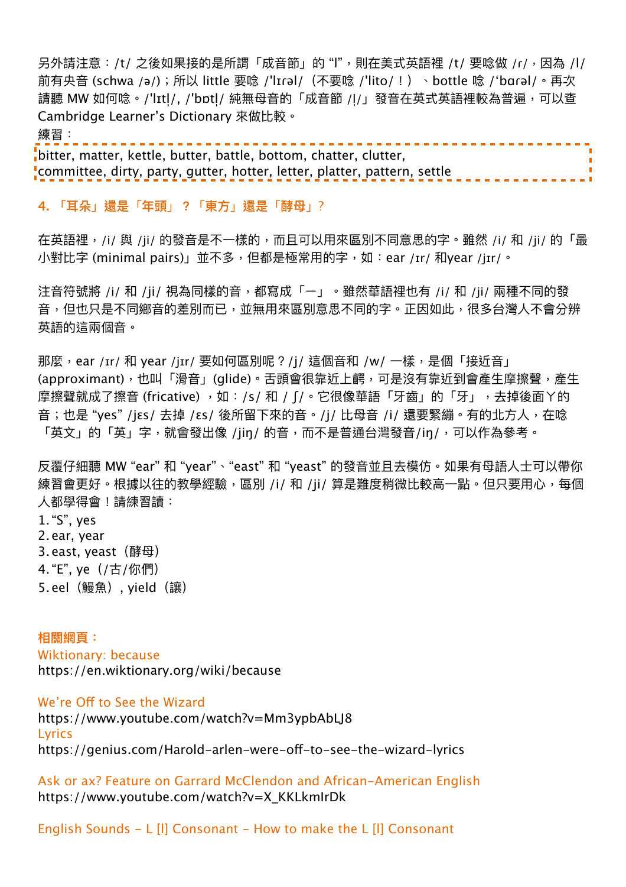另外請注意：/t/ 之後如果接的是所謂「成音節」的 “l”，則在美式英語裡 /t/ 要唸做 /ɾ/，因為 /l/ 前有央音 (schwa /ə/)；所以 little 要唸 /ˈlɪrəl/（不要唸 /ˈlito/！）、bottle 唸 /ˈbɑrəl/。再次請聽 MW 如何唸。/ˈlɪtl̩/, /ˈbɒtl̩/ 純無母音的「成音節 /l̩/」發音在英式英語裡較為普遍，可以查 Cambridge Learner’s Dictionary 來做比較。

練習：

bitter, matter, kettle, butter, battle, bottom, chatter, clutter, committee, dirty, party, gutter, hotter, letter, platter, pattern, settle

### 4. 「耳朵」還是「年頭」？「東方」還是「酵母」？

在英語裡，/i/ 與 /ji/ 的發音是不一樣的，而且可以用來區別不同意思的字。雖然 /i/ 和 /ji/ 的「最小對比字 (minimal pairs)」並不多，但都是極常用的字，如：ear /ɪr/ 和year /jɪr/。

注音符號將 /i/ 和 /ji/ 視為同樣的音，都寫成「ㄧ」。雖然華語裡也有 /i/ 和 /ji/ 兩種不同的發音，但也只是不同鄉音的差別而已，並無用來區別意思不同的字。正因如此，很多台灣人不會分辨英語的這兩個音。

那麼，ear /ɪr/ 和 year /jɪr/ 要如何區別呢？/j/ 這個音和 /w/ 一樣，是個「接近音」(approximant)，也叫「滑音」(glide)。舌頭會很靠近上齶，可是沒有靠近到會產生摩擦聲，產生摩擦聲就成了擦音 (fricative) ，如：/s/ 和 / ʃ/。它很像華語「牙齒」的「牙」，去掉後面ㄚ的音；也是 “yes” /jɛs/ 去掉 /ɛs/ 後所留下來的音。/j/ 比母音 /i/ 還要緊繃。有的北方人，在唸「英文」的「英」字，就會發出像 /jiŋ/ 的音，而不是普通台灣發音/iŋ/，可以作為參考。

反覆仔細聽 MW “ear” 和 “year”、“east” 和 “yeast” 的發音並且去模仿。如果有母語人士可以帶你練習會更好。根據以往的教學經驗，區別 /i/ 和 /ji/ 算是難度稍微比較高一點。但只要用心，每個人都學得會！請練習讀：

1. “S”, yes
2. ear, year
3. east, yeast（酵母）
4. “E”, ye（/古/你們）
5. eel（鰻魚）, yield（讓）

**相關網頁：**

Wiktionary: because
https://en.wiktionary.org/wiki/because

We’re Off to See the Wizard
https://www.youtube.com/watch?v=Mm3ypbAbLJ8
Lyrics
https://genius.com/Harold-arlen-were-off-to-see-the-wizard-lyrics

Ask or ax? Feature on Garrard McClendon and African-American English
https://www.youtube.com/watch?v=X_KKLkmIrDk

English Sounds - L [l] Consonant - How to make the L [l] Consonant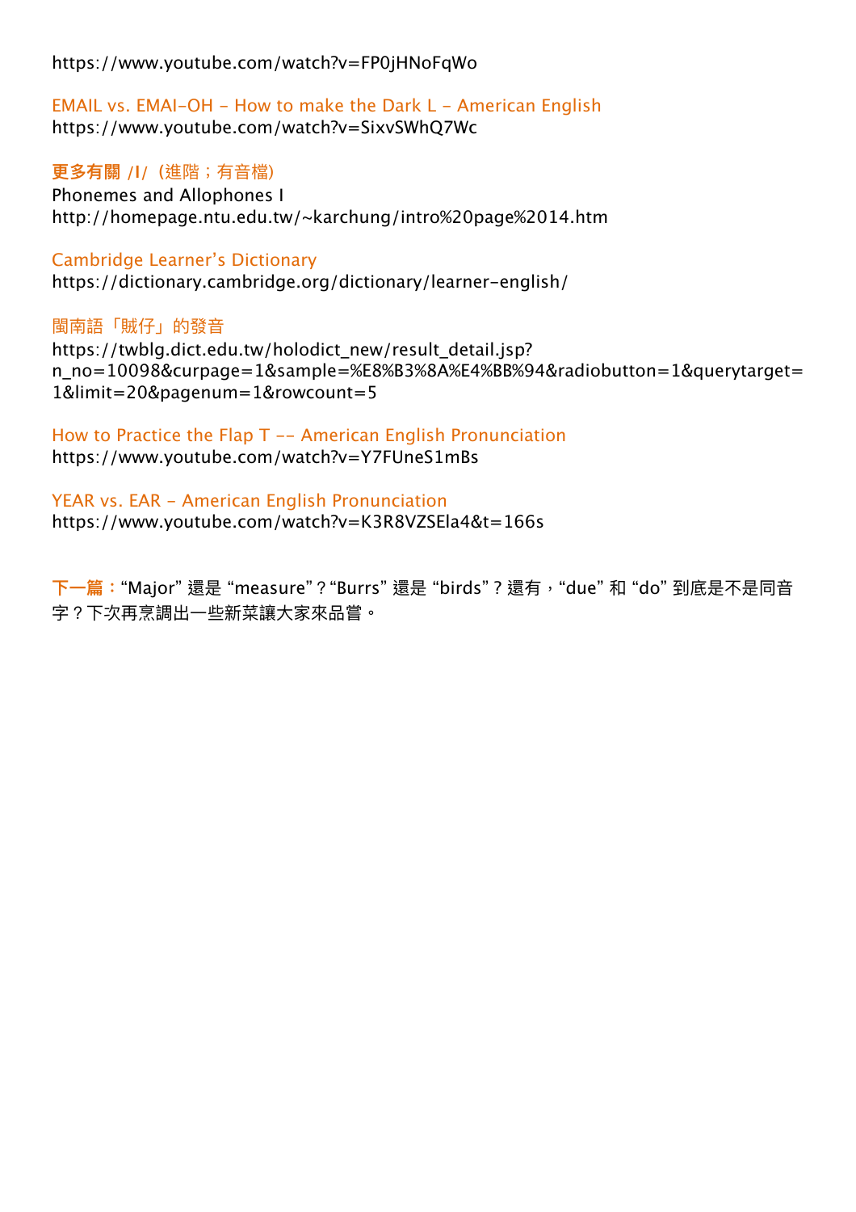https://www.youtube.com/watch?v=FP0jHNoFqWo

EMAIL vs. EMAI-OH - How to make the Dark L - American English
https://www.youtube.com/watch?v=SixvSWhQ7Wc

**更多有關 /l/** (進階；有音檔)
Phonemes and Allophones I
http://homepage.ntu.edu.tw/~karchung/intro%20page%2014.htm

Cambridge Learner's Dictionary
https://dictionary.cambridge.org/dictionary/learner-english/

閩南語「賊仔」的發音
https://twblg.dict.edu.tw/holodict_new/result_detail.jsp?n_no=10098&curpage=1&sample=%E8%B3%8A%E4%BB%94&radiobutton=1&querytarget=1&limit=20&pagenum=1&rowcount=5

How to Practice the Flap T -- American English Pronunciation
https://www.youtube.com/watch?v=Y7FUneS1mBs

YEAR vs. EAR - American English Pronunciation
https://www.youtube.com/watch?v=K3R8VZSEla4&t=166s

**下一篇：**"Major" 還是 "measure"？"Burrs" 還是 "birds"？還有，"due" 和 "do" 到底是不是同音字？下次再烹調出一些新菜讓大家來品嘗。